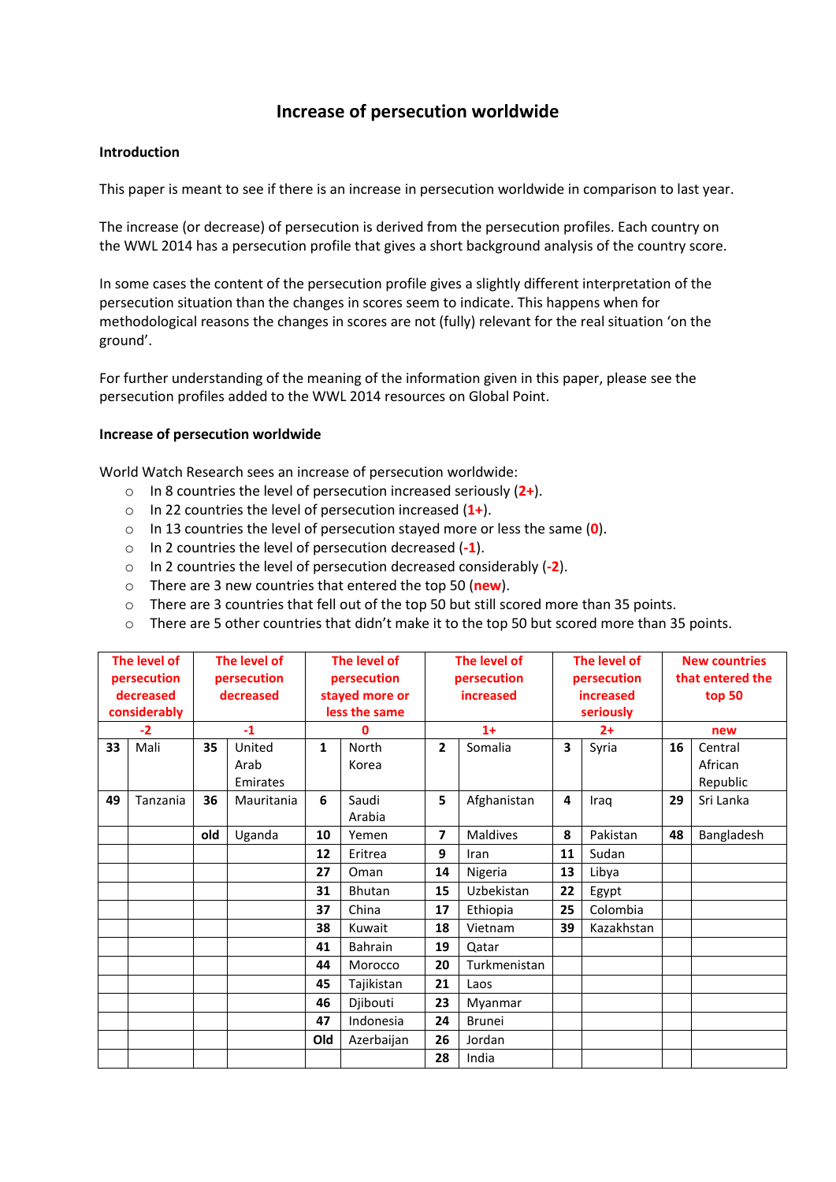# Increase of persecution worldwide

**Introduction**

This paper is meant to see if there is an increase in persecution worldwide in comparison to last year.

The increase (or decrease) of persecution is derived from the persecution profiles. Each country on the WWL 2014 has a persecution profile that gives a short background analysis of the country score.

In some cases the content of the persecution profile gives a slightly different interpretation of the persecution situation than the changes in scores seem to indicate. This happens when for methodological reasons the changes in scores are not (fully) relevant for the real situation 'on the ground'.

For further understanding of the meaning of the information given in this paper, please see the persecution profiles added to the WWL 2014 resources on Global Point.

**Increase of persecution worldwide**

World Watch Research sees an increase of persecution worldwide:

- In 8 countries the level of persecution increased seriously (**2+**).
- In 22 countries the level of persecution increased (**1+**).
- In 13 countries the level of persecution stayed more or less the same (**0**).
- In 2 countries the level of persecution decreased (**-1**).
- In 2 countries the level of persecution decreased considerably (**-2**).
- There are 3 new countries that entered the top 50 (**new**).
- There are 3 countries that fell out of the top 50 but still scored more than 35 points.
- There are 5 other countries that didn't make it to the top 50 but scored more than 35 points.

| The level of persecution decreased considerably | | The level of persecution decreased | | The level of persecution stayed more or less the same | | The level of persecution increased | | The level of persecution increased seriously | | New countries that entered the top 50 | |
|---|---|---|---|---|---|---|---|---|---|---|---|
| **-2** | | **-1** | | **0** | | **1+** | | **2+** | | **new** | |
| **33** | Mali | **35** | United Arab Emirates | **1** | North Korea | **2** | Somalia | **3** | Syria | **16** | Central African Republic |
| **49** | Tanzania | **36** | Mauritania | **6** | Saudi Arabia | **5** | Afghanistan | **4** | Iraq | **29** | Sri Lanka |
| | | **old** | Uganda | **10** | Yemen | **7** | Maldives | **8** | Pakistan | **48** | Bangladesh |
| | | | | **12** | Eritrea | **9** | Iran | **11** | Sudan | | |
| | | | | **27** | Oman | **14** | Nigeria | **13** | Libya | | |
| | | | | **31** | Bhutan | **15** | Uzbekistan | **22** | Egypt | | |
| | | | | **37** | China | **17** | Ethiopia | **25** | Colombia | | |
| | | | | **38** | Kuwait | **18** | Vietnam | **39** | Kazakhstan | | |
| | | | | **41** | Bahrain | **19** | Qatar | | | | |
| | | | | **44** | Morocco | **20** | Turkmenistan | | | | |
| | | | | **45** | Tajikistan | **21** | Laos | | | | |
| | | | | **46** | Djibouti | **23** | Myanmar | | | | |
| | | | | **47** | Indonesia | **24** | Brunei | | | | |
| | | | | **Old** | Azerbaijan | **26** | Jordan | | | | |
| | | | | | | **28** | India | | | | |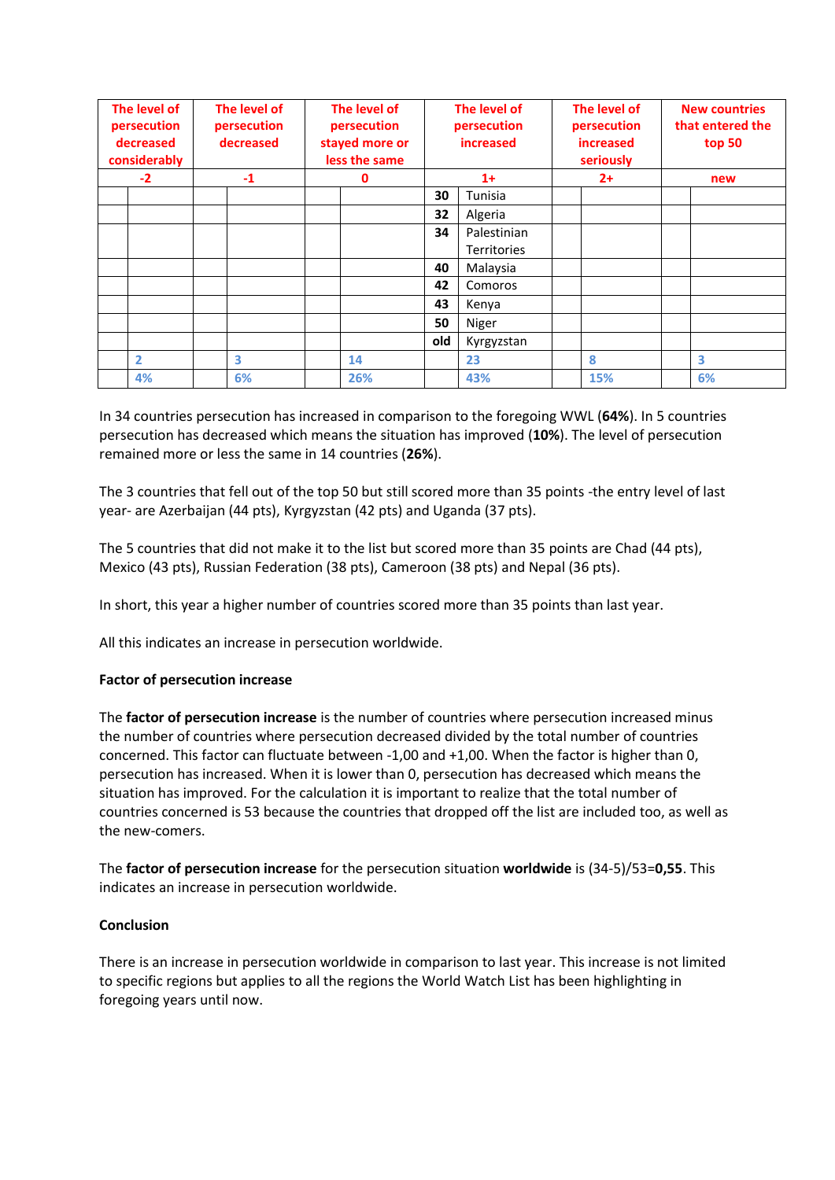| The level of persecution decreased considerably | | The level of persecution decreased | | The level of persecution stayed more or less the same | | The level of persecution increased | | The level of persecution increased seriously | | New countries that entered the top 50 | |
|---|---|---|---|---|---|---|---|---|---|---|---|
| -2 | | -1 | | 0 | | 1+ | | 2+ | | new | |
| | | | | | | 30 | Tunisia | | | | |
| | | | | | | 32 | Algeria | | | | |
| | | | | | | 34 | Palestinian Territories | | | | |
| | | | | | | 40 | Malaysia | | | | |
| | | | | | | 42 | Comoros | | | | |
| | | | | | | 43 | Kenya | | | | |
| | | | | | | 50 | Niger | | | | |
| | | | | | | old | Kyrgyzstan | | | | |
| | 2 | | 3 | | 14 | | 23 | | 8 | | 3 |
| | 4% | | 6% | | 26% | | 43% | | 15% | | 6% |

In 34 countries persecution has increased in comparison to the foregoing WWL (**64%**). In 5 countries persecution has decreased which means the situation has improved (**10%**). The level of persecution remained more or less the same in 14 countries (**26%**).

The 3 countries that fell out of the top 50 but still scored more than 35 points -the entry level of last year- are Azerbaijan (44 pts), Kyrgyzstan (42 pts) and Uganda (37 pts).

The 5 countries that did not make it to the list but scored more than 35 points are Chad (44 pts), Mexico (43 pts), Russian Federation (38 pts), Cameroon (38 pts) and Nepal (36 pts).

In short, this year a higher number of countries scored more than 35 points than last year.

All this indicates an increase in persecution worldwide.

**Factor of persecution increase**

The **factor of persecution increase** is the number of countries where persecution increased minus the number of countries where persecution decreased divided by the total number of countries concerned. This factor can fluctuate between -1,00 and +1,00. When the factor is higher than 0, persecution has increased. When it is lower than 0, persecution has decreased which means the situation has improved. For the calculation it is important to realize that the total number of countries concerned is 53 because the countries that dropped off the list are included too, as well as the new-comers.

The **factor of persecution increase** for the persecution situation **worldwide** is (34-5)/53=**0,55**. This indicates an increase in persecution worldwide.

**Conclusion**

There is an increase in persecution worldwide in comparison to last year. This increase is not limited to specific regions but applies to all the regions the World Watch List has been highlighting in foregoing years until now.